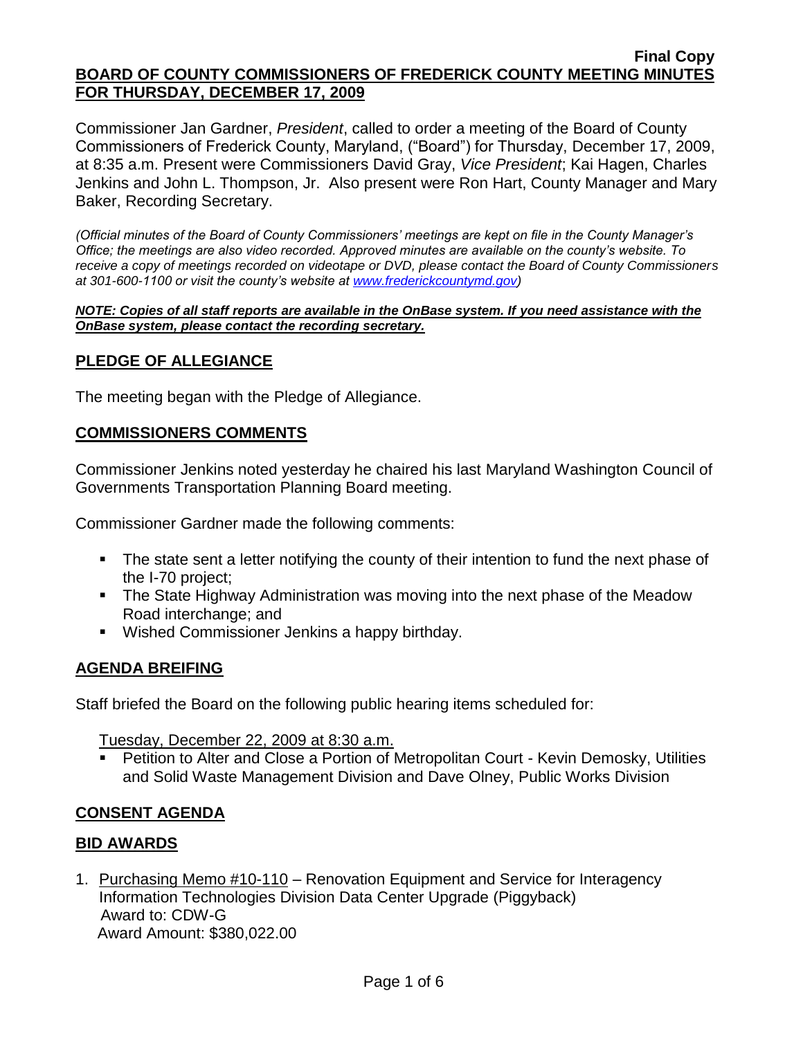**Final Copy**

**BOARD OF COUNTY COMMISSIONERS OF FREDERICK COUNTY MEETING MINUTES FOR THURSDAY, DECEMBER 17, 2009**

Commissioner Jan Gardner, *President*, called to order a meeting of the Board of County Commissioners of Frederick County, Maryland, ("Board") for Thursday, December 17, 2009, at 8:35 a.m. Present were Commissioners David Gray, *Vice President*; Kai Hagen, Charles Jenkins and John L. Thompson, Jr. Also present were Ron Hart, County Manager and Mary Baker, Recording Secretary.

*(Official minutes of the Board of County Commissioners' meetings are kept on file in the County Manager's Office; the meetings are also video recorded. Approved minutes are available on the county's website. To receive a copy of meetings recorded on videotape or DVD, please contact the Board of County Commissioners at 301-600-1100 or visit the county's website at [www.frederickcountymd.gov](www.frederickcountymd.gov))*

***NOTE: Copies of all staff reports are available in the OnBase system. If you need assistance with the OnBase system, please contact the recording secretary.***

## PLEDGE OF ALLEGIANCE

The meeting began with the Pledge of Allegiance.

## COMMISSIONERS COMMENTS

Commissioner Jenkins noted yesterday he chaired his last Maryland Washington Council of Governments Transportation Planning Board meeting.

Commissioner Gardner made the following comments:

- The state sent a letter notifying the county of their intention to fund the next phase of the I-70 project;
- The State Highway Administration was moving into the next phase of the Meadow Road interchange; and
- Wished Commissioner Jenkins a happy birthday.

## AGENDA BREIFING

Staff briefed the Board on the following public hearing items scheduled for:

Tuesday, December 22, 2009 at 8:30 a.m.

- Petition to Alter and Close a Portion of Metropolitan Court - Kevin Demosky, Utilities and Solid Waste Management Division and Dave Olney, Public Works Division

## CONSENT AGENDA

## BID AWARDS

1. Purchasing Memo #10-110 – Renovation Equipment and Service for Interagency Information Technologies Division Data Center Upgrade (Piggyback)
   Award to: CDW-G
   Award Amount: $380,022.00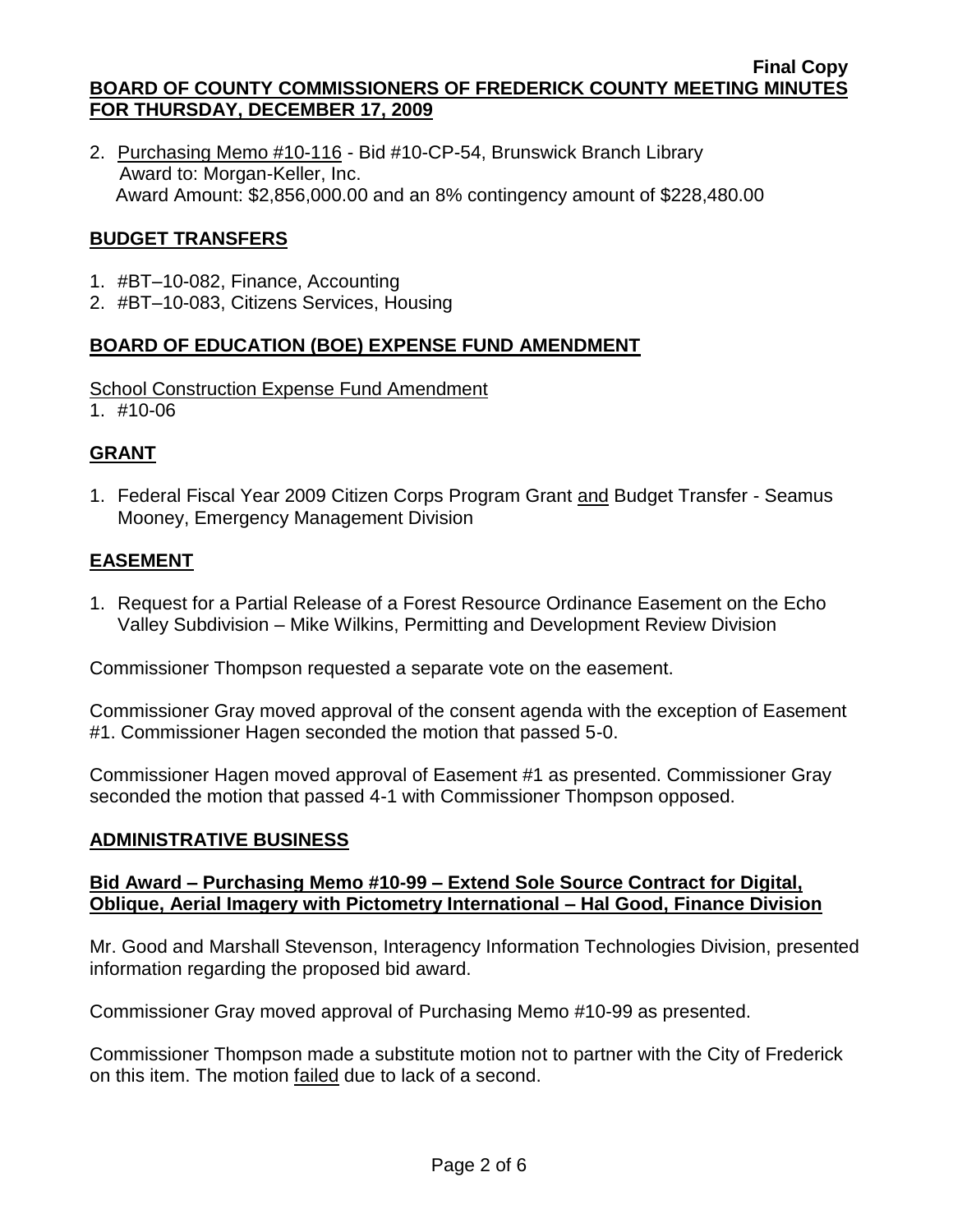2. Purchasing Memo #10-116 - Bid #10-CP-54, Brunswick Branch Library
   Award to: Morgan-Keller, Inc.
   Award Amount: $2,856,000.00 and an 8% contingency amount of $228,480.00

## BUDGET TRANSFERS

1. #BT–10-082, Finance, Accounting
2. #BT–10-083, Citizens Services, Housing

## BOARD OF EDUCATION (BOE) EXPENSE FUND AMENDMENT

School Construction Expense Fund Amendment
1. #10-06

## GRANT

1. Federal Fiscal Year 2009 Citizen Corps Program Grant and Budget Transfer - Seamus Mooney, Emergency Management Division

## EASEMENT

1. Request for a Partial Release of a Forest Resource Ordinance Easement on the Echo Valley Subdivision – Mike Wilkins, Permitting and Development Review Division

Commissioner Thompson requested a separate vote on the easement.

Commissioner Gray moved approval of the consent agenda with the exception of Easement #1. Commissioner Hagen seconded the motion that passed 5-0.

Commissioner Hagen moved approval of Easement #1 as presented. Commissioner Gray seconded the motion that passed 4-1 with Commissioner Thompson opposed.

## ADMINISTRATIVE BUSINESS

### Bid Award – Purchasing Memo #10-99 – Extend Sole Source Contract for Digital, Oblique, Aerial Imagery with Pictometry International – Hal Good, Finance Division

Mr. Good and Marshall Stevenson, Interagency Information Technologies Division, presented information regarding the proposed bid award.

Commissioner Gray moved approval of Purchasing Memo #10-99 as presented.

Commissioner Thompson made a substitute motion not to partner with the City of Frederick on this item. The motion failed due to lack of a second.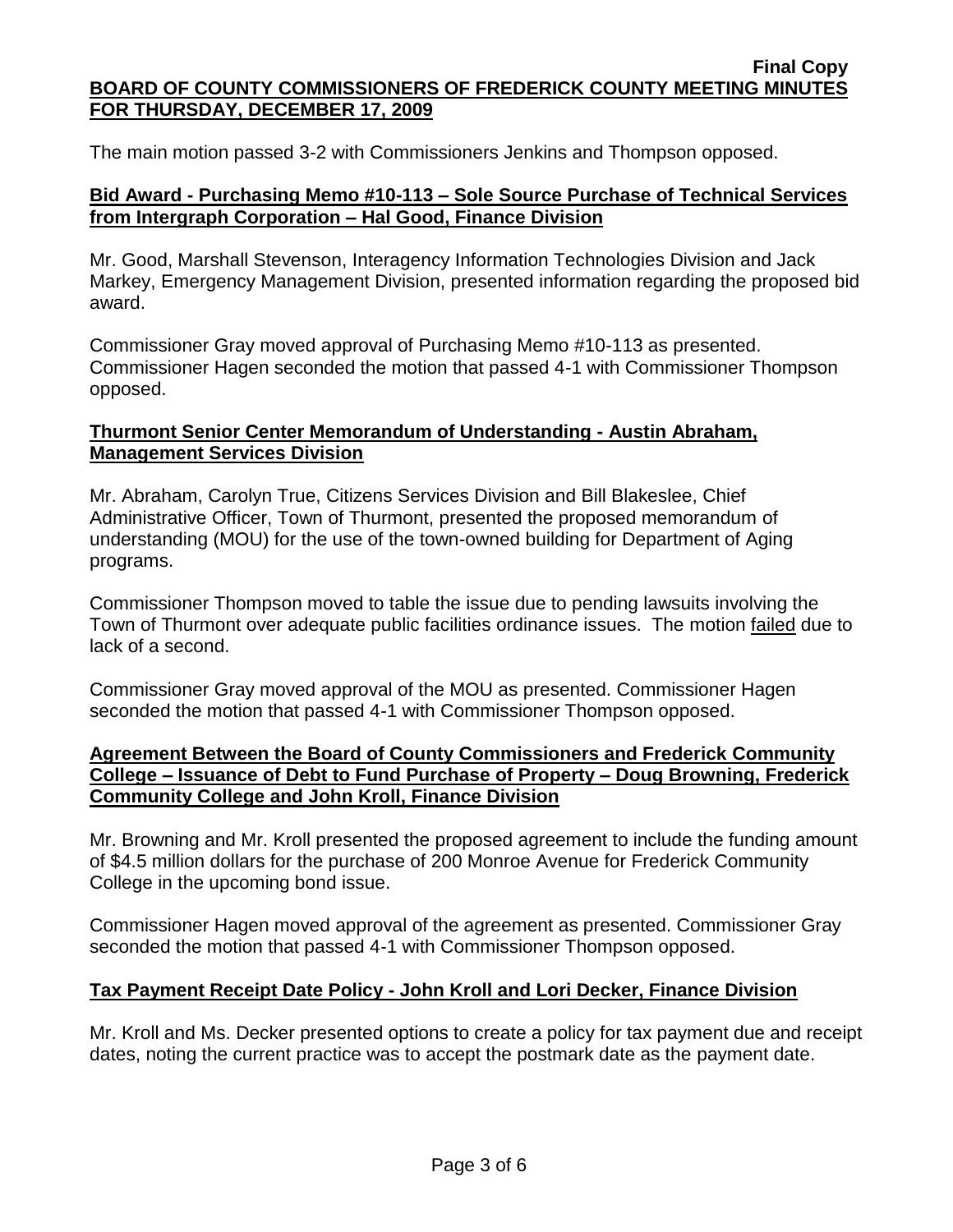The main motion passed 3-2 with Commissioners Jenkins and Thompson opposed.

**Bid Award - Purchasing Memo #10-113 – Sole Source Purchase of Technical Services from Intergraph Corporation – Hal Good, Finance Division**

Mr. Good, Marshall Stevenson, Interagency Information Technologies Division and Jack Markey, Emergency Management Division, presented information regarding the proposed bid award.

Commissioner Gray moved approval of Purchasing Memo #10-113 as presented. Commissioner Hagen seconded the motion that passed 4-1 with Commissioner Thompson opposed.

**Thurmont Senior Center Memorandum of Understanding - Austin Abraham, Management Services Division**

Mr. Abraham, Carolyn True, Citizens Services Division and Bill Blakeslee, Chief Administrative Officer, Town of Thurmont, presented the proposed memorandum of understanding (MOU) for the use of the town-owned building for Department of Aging programs.

Commissioner Thompson moved to table the issue due to pending lawsuits involving the Town of Thurmont over adequate public facilities ordinance issues. The motion failed due to lack of a second.

Commissioner Gray moved approval of the MOU as presented. Commissioner Hagen seconded the motion that passed 4-1 with Commissioner Thompson opposed.

**Agreement Between the Board of County Commissioners and Frederick Community College – Issuance of Debt to Fund Purchase of Property – Doug Browning, Frederick Community College and John Kroll, Finance Division**

Mr. Browning and Mr. Kroll presented the proposed agreement to include the funding amount of $4.5 million dollars for the purchase of 200 Monroe Avenue for Frederick Community College in the upcoming bond issue.

Commissioner Hagen moved approval of the agreement as presented. Commissioner Gray seconded the motion that passed 4-1 with Commissioner Thompson opposed.

**Tax Payment Receipt Date Policy - John Kroll and Lori Decker, Finance Division**

Mr. Kroll and Ms. Decker presented options to create a policy for tax payment due and receipt dates, noting the current practice was to accept the postmark date as the payment date.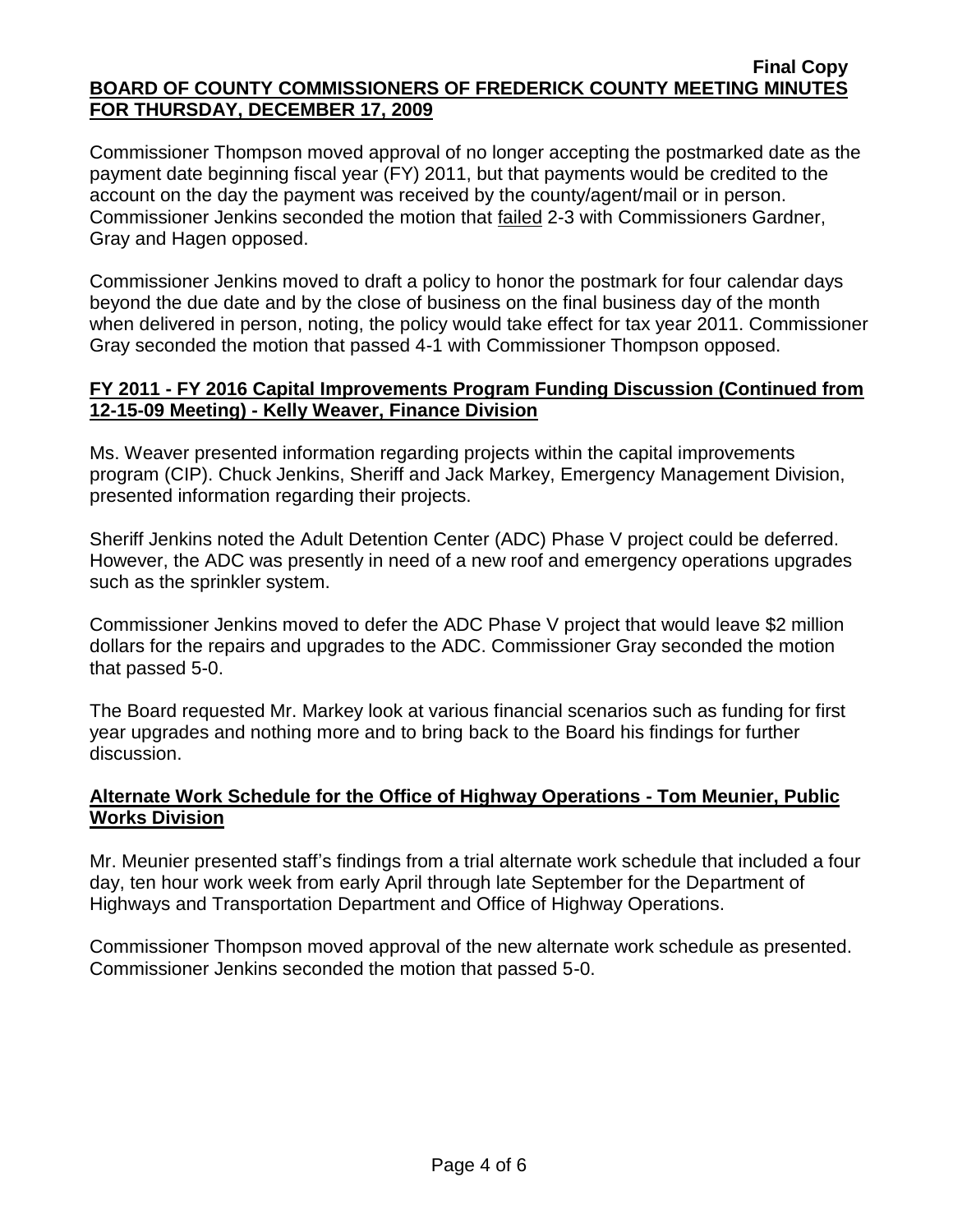Commissioner Thompson moved approval of no longer accepting the postmarked date as the payment date beginning fiscal year (FY) 2011, but that payments would be credited to the account on the day the payment was received by the county/agent/mail or in person. Commissioner Jenkins seconded the motion that failed 2-3 with Commissioners Gardner, Gray and Hagen opposed.

Commissioner Jenkins moved to draft a policy to honor the postmark for four calendar days beyond the due date and by the close of business on the final business day of the month when delivered in person, noting, the policy would take effect for tax year 2011. Commissioner Gray seconded the motion that passed 4-1 with Commissioner Thompson opposed.

**FY 2011 - FY 2016 Capital Improvements Program Funding Discussion (Continued from 12-15-09 Meeting) - Kelly Weaver, Finance Division**

Ms. Weaver presented information regarding projects within the capital improvements program (CIP). Chuck Jenkins, Sheriff and Jack Markey, Emergency Management Division, presented information regarding their projects.

Sheriff Jenkins noted the Adult Detention Center (ADC) Phase V project could be deferred. However, the ADC was presently in need of a new roof and emergency operations upgrades such as the sprinkler system.

Commissioner Jenkins moved to defer the ADC Phase V project that would leave $2 million dollars for the repairs and upgrades to the ADC. Commissioner Gray seconded the motion that passed 5-0.

The Board requested Mr. Markey look at various financial scenarios such as funding for first year upgrades and nothing more and to bring back to the Board his findings for further discussion.

**Alternate Work Schedule for the Office of Highway Operations - Tom Meunier, Public Works Division**

Mr. Meunier presented staff's findings from a trial alternate work schedule that included a four day, ten hour work week from early April through late September for the Department of Highways and Transportation Department and Office of Highway Operations.

Commissioner Thompson moved approval of the new alternate work schedule as presented. Commissioner Jenkins seconded the motion that passed 5-0.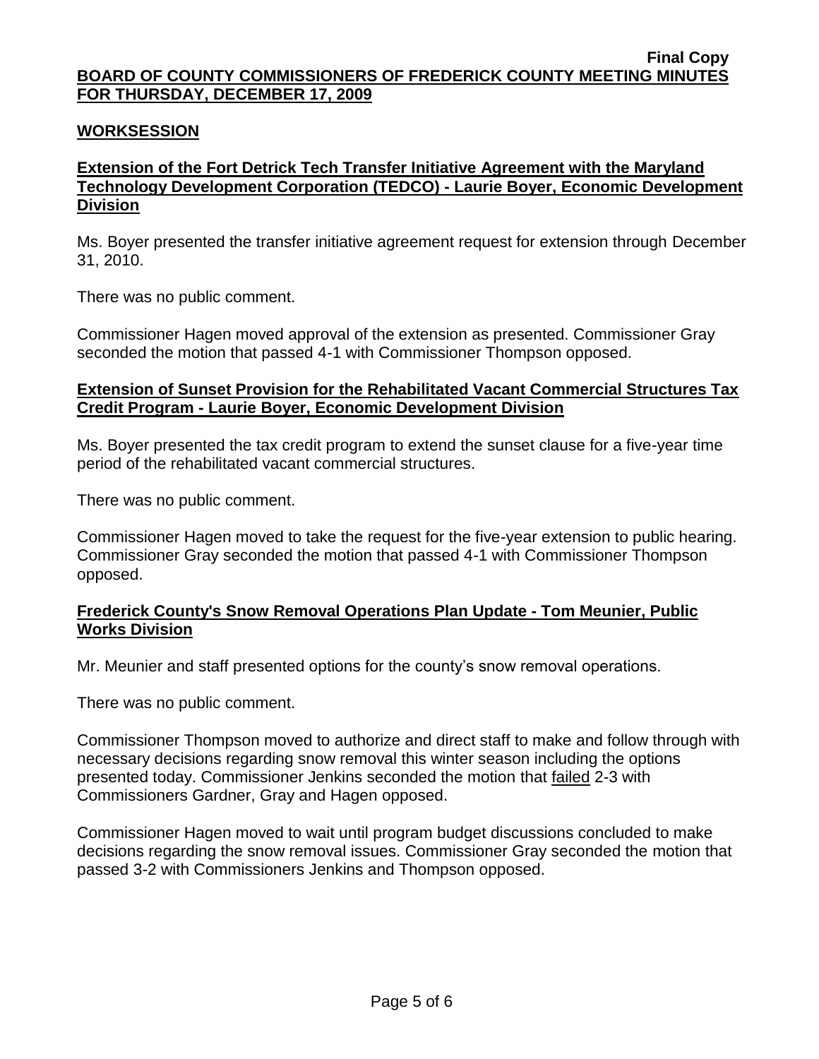**Final Copy**
**BOARD OF COUNTY COMMISSIONERS OF FREDERICK COUNTY MEETING MINUTES FOR THURSDAY, DECEMBER 17, 2009**

## WORKSESSION

### Extension of the Fort Detrick Tech Transfer Initiative Agreement with the Maryland Technology Development Corporation (TEDCO) - Laurie Boyer, Economic Development Division

Ms. Boyer presented the transfer initiative agreement request for extension through December 31, 2010.

There was no public comment.

Commissioner Hagen moved approval of the extension as presented. Commissioner Gray seconded the motion that passed 4-1 with Commissioner Thompson opposed.

### Extension of Sunset Provision for the Rehabilitated Vacant Commercial Structures Tax Credit Program - Laurie Boyer, Economic Development Division

Ms. Boyer presented the tax credit program to extend the sunset clause for a five-year time period of the rehabilitated vacant commercial structures.

There was no public comment.

Commissioner Hagen moved to take the request for the five-year extension to public hearing. Commissioner Gray seconded the motion that passed 4-1 with Commissioner Thompson opposed.

### Frederick County's Snow Removal Operations Plan Update - Tom Meunier, Public Works Division

Mr. Meunier and staff presented options for the county's snow removal operations.

There was no public comment.

Commissioner Thompson moved to authorize and direct staff to make and follow through with necessary decisions regarding snow removal this winter season including the options presented today. Commissioner Jenkins seconded the motion that failed 2-3 with Commissioners Gardner, Gray and Hagen opposed.

Commissioner Hagen moved to wait until program budget discussions concluded to make decisions regarding the snow removal issues. Commissioner Gray seconded the motion that passed 3-2 with Commissioners Jenkins and Thompson opposed.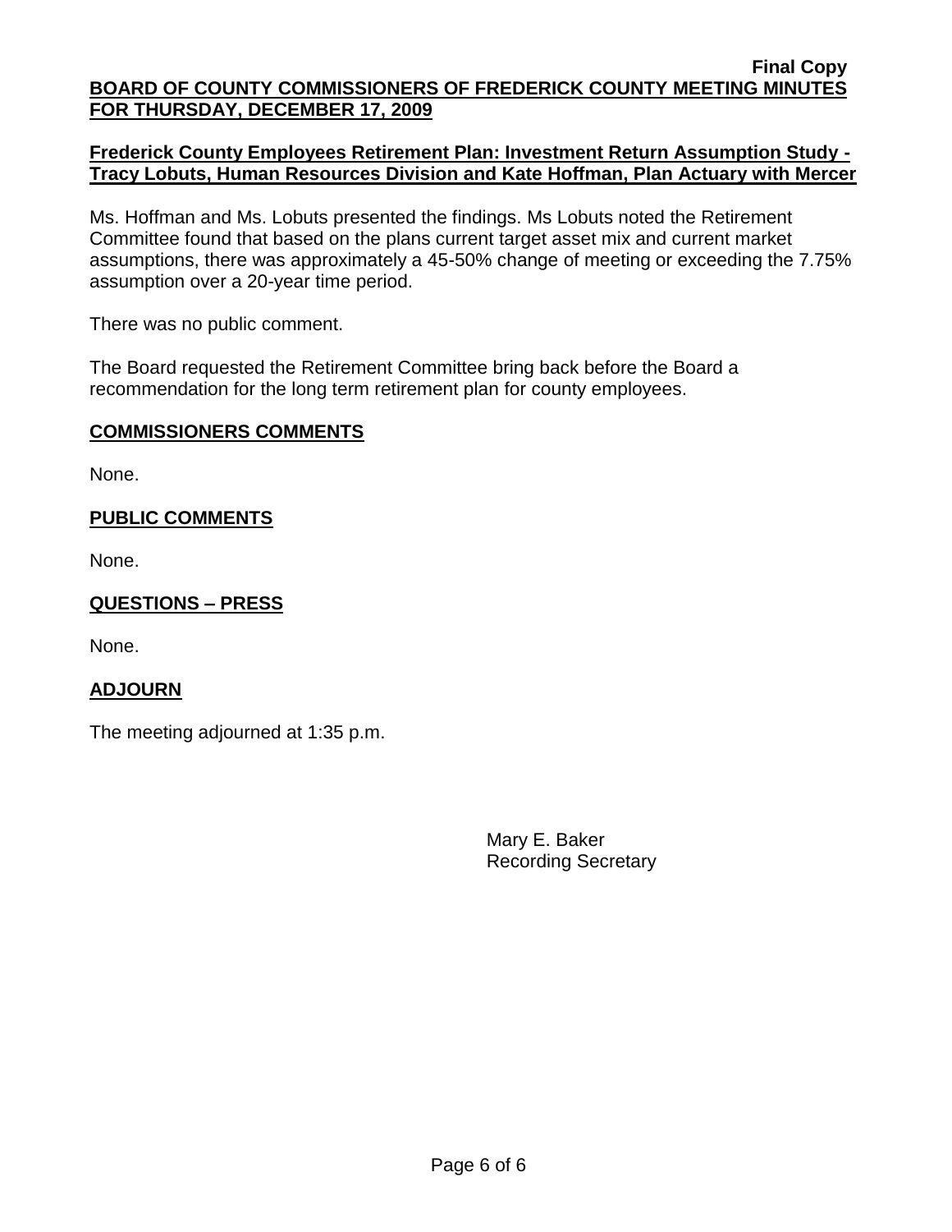**Final Copy**

**BOARD OF COUNTY COMMISSIONERS OF FREDERICK COUNTY MEETING MINUTES FOR THURSDAY, DECEMBER 17, 2009**

**Frederick County Employees Retirement Plan: Investment Return Assumption Study - Tracy Lobuts, Human Resources Division and Kate Hoffman, Plan Actuary with Mercer**

Ms. Hoffman and Ms. Lobuts presented the findings. Ms Lobuts noted the Retirement Committee found that based on the plans current target asset mix and current market assumptions, there was approximately a 45-50% change of meeting or exceeding the 7.75% assumption over a 20-year time period.

There was no public comment.

The Board requested the Retirement Committee bring back before the Board a recommendation for the long term retirement plan for county employees.

## COMMISSIONERS COMMENTS

None.

## PUBLIC COMMENTS

None.

## QUESTIONS – PRESS

None.

## ADJOURN

The meeting adjourned at 1:35 p.m.

Mary E. Baker
Recording Secretary